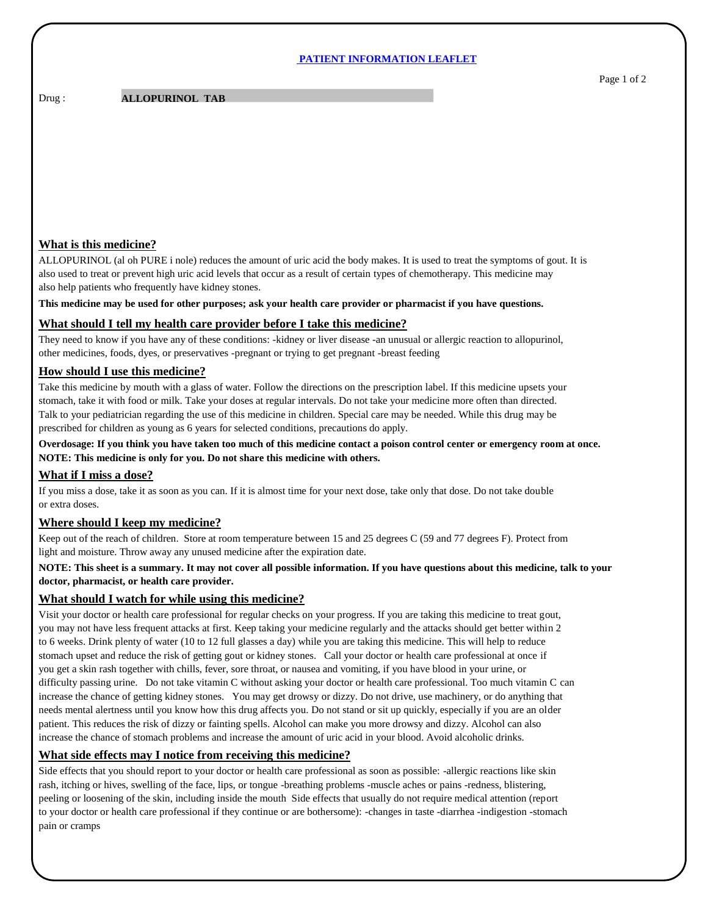# PATIENT INFORMATION LEAFLET

Drug : **ALLOPURINOL TAB**

## What is this medicine?

ALLOPURINOL (al oh PURE i nole) reduces the amount of uric acid the body makes. It is used to treat the symptoms of gout. It is also used to treat or prevent high uric acid levels that occur as a result of certain types of chemotherapy. This medicine may also help patients who frequently have kidney stones.

**This medicine may be used for other purposes; ask your health care provider or pharmacist if you have questions.**

## What should I tell my health care provider before I take this medicine?

They need to know if you have any of these conditions: -kidney or liver disease -an unusual or allergic reaction to allopurinol, other medicines, foods, dyes, or preservatives -pregnant or trying to get pregnant -breast feeding

## How should I use this medicine?

Take this medicine by mouth with a glass of water. Follow the directions on the prescription label. If this medicine upsets your stomach, take it with food or milk. Take your doses at regular intervals. Do not take your medicine more often than directed. Talk to your pediatrician regarding the use of this medicine in children. Special care may be needed. While this drug may be prescribed for children as young as 6 years for selected conditions, precautions do apply.

**Overdosage: If you think you have taken too much of this medicine contact a poison control center or emergency room at once. NOTE: This medicine is only for you. Do not share this medicine with others.**

## What if I miss a dose?

If you miss a dose, take it as soon as you can. If it is almost time for your next dose, take only that dose. Do not take double or extra doses.

## Where should I keep my medicine?

Keep out of the reach of children. Store at room temperature between 15 and 25 degrees C (59 and 77 degrees F). Protect from light and moisture. Throw away any unused medicine after the expiration date.

**NOTE: This sheet is a summary. It may not cover all possible information. If you have questions about this medicine, talk to your doctor, pharmacist, or health care provider.**

## What should I watch for while using this medicine?

Visit your doctor or health care professional for regular checks on your progress. If you are taking this medicine to treat gout, you may not have less frequent attacks at first. Keep taking your medicine regularly and the attacks should get better within 2 to 6 weeks. Drink plenty of water (10 to 12 full glasses a day) while you are taking this medicine. This will help to reduce stomach upset and reduce the risk of getting gout or kidney stones. Call your doctor or health care professional at once if you get a skin rash together with chills, fever, sore throat, or nausea and vomiting, if you have blood in your urine, or difficulty passing urine. Do not take vitamin C without asking your doctor or health care professional. Too much vitamin C can increase the chance of getting kidney stones. You may get drowsy or dizzy. Do not drive, use machinery, or do anything that needs mental alertness until you know how this drug affects you. Do not stand or sit up quickly, especially if you are an older patient. This reduces the risk of dizzy or fainting spells. Alcohol can make you more drowsy and dizzy. Alcohol can also increase the chance of stomach problems and increase the amount of uric acid in your blood. Avoid alcoholic drinks.

## What side effects may I notice from receiving this medicine?

Side effects that you should report to your doctor or health care professional as soon as possible: -allergic reactions like skin rash, itching or hives, swelling of the face, lips, or tongue -breathing problems -muscle aches or pains -redness, blistering, peeling or loosening of the skin, including inside the mouth Side effects that usually do not require medical attention (report to your doctor or health care professional if they continue or are bothersome): -changes in taste -diarrhea -indigestion -stomach pain or cramps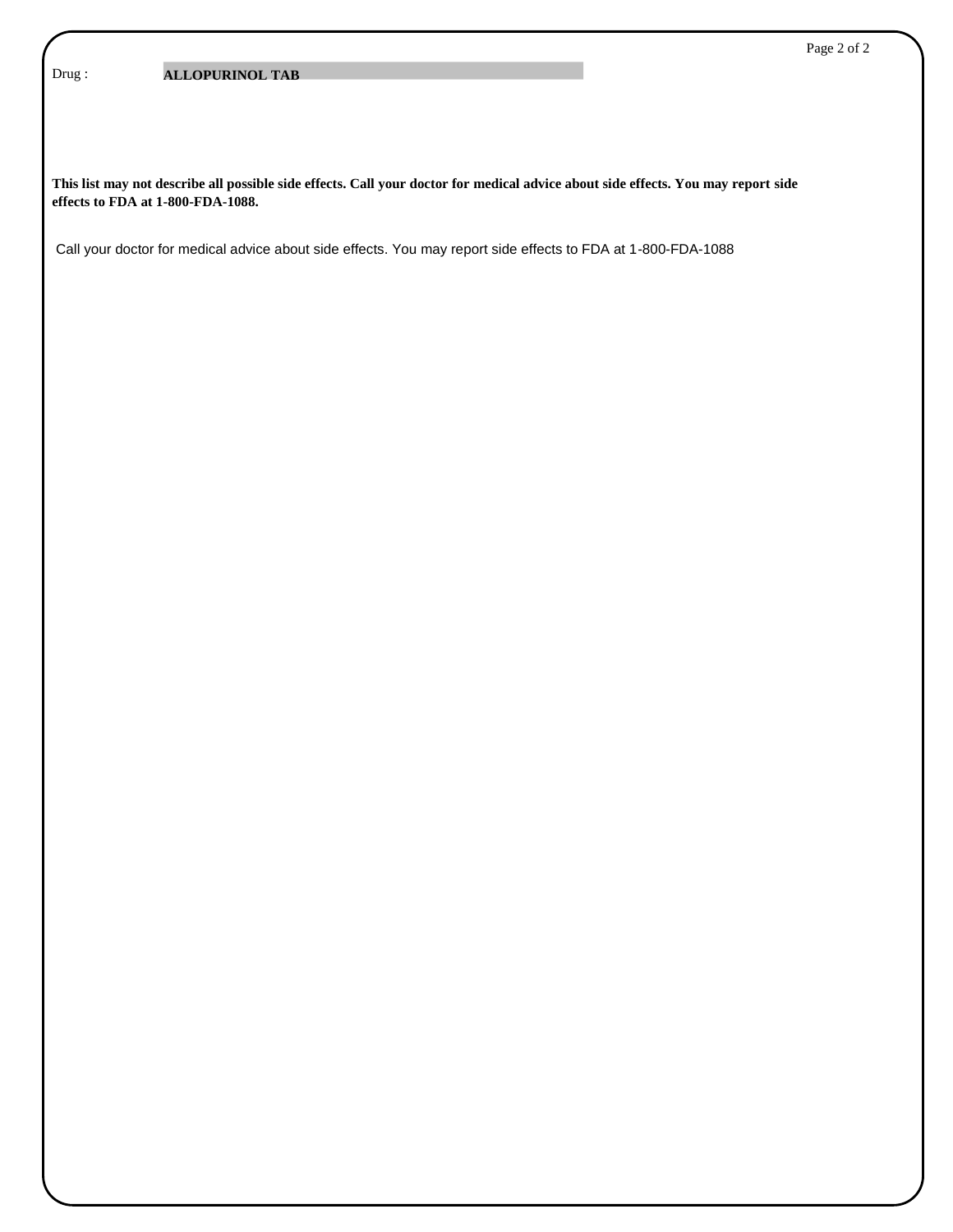Drug : **ALLOPURINOL TAB**

**This list may not describe all possible side effects. Call your doctor for medical advice about side effects. You may report side effects to FDA at 1-800-FDA-1088.**

Call your doctor for medical advice about side effects. You may report side effects to FDA at 1-800-FDA-1088